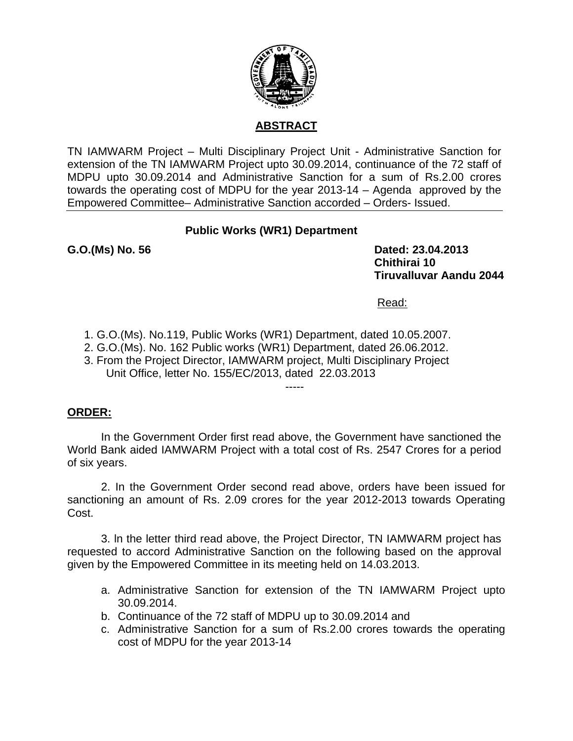## ABSTRACT

TN IAMWARM Project – Multi Disciplinary Project Unit - Administrative Sanction for extension of the TN IAMWARM Project upto 30.09.2014, continuance of the 72 staff of MDPU upto 30.09.2014 and Administrative Sanction for a sum of Rs.2.00 crores towards the operating cost of MDPU for the year 2013-14 – Agenda approved by the Empowered Committee– Administrative Sanction accorded – Orders- Issued.

### Public Works (WR1) Department

**G.O.(Ms) No. 56**

**Dated: 23.04.2013**
**Chithirai 10**
**Tiruvalluvar Aandu 2044**

Read:

1. G.O.(Ms). No.119, Public Works (WR1) Department, dated 10.05.2007.
2. G.O.(Ms). No. 162 Public works (WR1) Department, dated 26.06.2012.
3. From the Project Director, IAMWARM project, Multi Disciplinary Project Unit Office, letter No. 155/EC/2013, dated 22.03.2013

-----

**ORDER:**

In the Government Order first read above, the Government have sanctioned the World Bank aided IAMWARM Project with a total cost of Rs. 2547 Crores for a period of six years.

2. In the Government Order second read above, orders have been issued for sanctioning an amount of Rs. 2.09 crores for the year 2012-2013 towards Operating Cost.

3. In the letter third read above, the Project Director, TN IAMWARM project has requested to accord Administrative Sanction on the following based on the approval given by the Empowered Committee in its meeting held on 14.03.2013.

a. Administrative Sanction for extension of the TN IAMWARM Project upto 30.09.2014.
b. Continuance of the 72 staff of MDPU up to 30.09.2014 and
c. Administrative Sanction for a sum of Rs.2.00 crores towards the operating cost of MDPU for the year 2013-14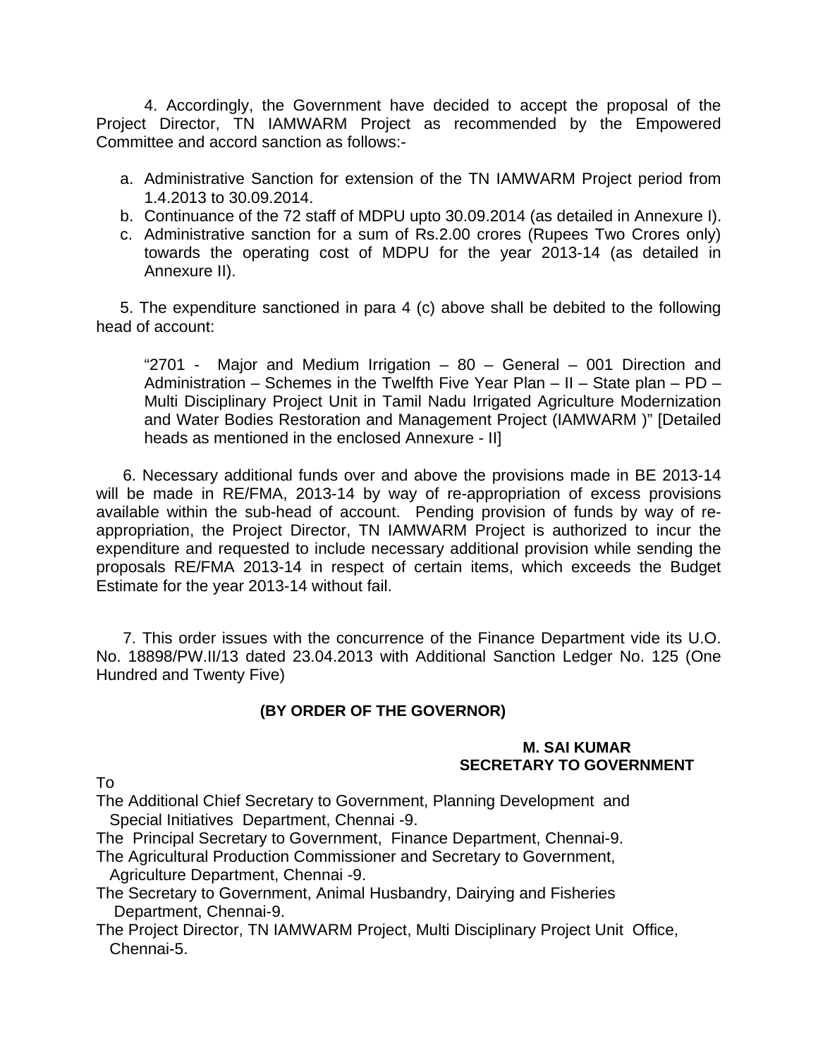4. Accordingly, the Government have decided to accept the proposal of the Project Director, TN IAMWARM Project as recommended by the Empowered Committee and accord sanction as follows:-

a. Administrative Sanction for extension of the TN IAMWARM Project period from 1.4.2013 to 30.09.2014.
b. Continuance of the 72 staff of MDPU upto 30.09.2014 (as detailed in Annexure I).
c. Administrative sanction for a sum of Rs.2.00 crores (Rupees Two Crores only) towards the operating cost of MDPU for the year 2013-14 (as detailed in Annexure II).

5. The expenditure sanctioned in para 4 (c) above shall be debited to the following head of account:

> "2701 - Major and Medium Irrigation – 80 – General – 001 Direction and Administration – Schemes in the Twelfth Five Year Plan – II – State plan – PD – Multi Disciplinary Project Unit in Tamil Nadu Irrigated Agriculture Modernization and Water Bodies Restoration and Management Project (IAMWARM )" [Detailed heads as mentioned in the enclosed Annexure - II]

6. Necessary additional funds over and above the provisions made in BE 2013-14 will be made in RE/FMA, 2013-14 by way of re-appropriation of excess provisions available within the sub-head of account. Pending provision of funds by way of re-appropriation, the Project Director, TN IAMWARM Project is authorized to incur the expenditure and requested to include necessary additional provision while sending the proposals RE/FMA 2013-14 in respect of certain items, which exceeds the Budget Estimate for the year 2013-14 without fail.

7. This order issues with the concurrence of the Finance Department vide its U.O. No. 18898/PW.II/13 dated 23.04.2013 with Additional Sanction Ledger No. 125 (One Hundred and Twenty Five)

**(BY ORDER OF THE GOVERNOR)**

**M. SAI KUMAR**
**SECRETARY TO GOVERNMENT**

To

The Additional Chief Secretary to Government, Planning Development and Special Initiatives Department, Chennai -9.
The Principal Secretary to Government, Finance Department, Chennai-9.
The Agricultural Production Commissioner and Secretary to Government, Agriculture Department, Chennai -9.
The Secretary to Government, Animal Husbandry, Dairying and Fisheries Department, Chennai-9.
The Project Director, TN IAMWARM Project, Multi Disciplinary Project Unit Office, Chennai-5.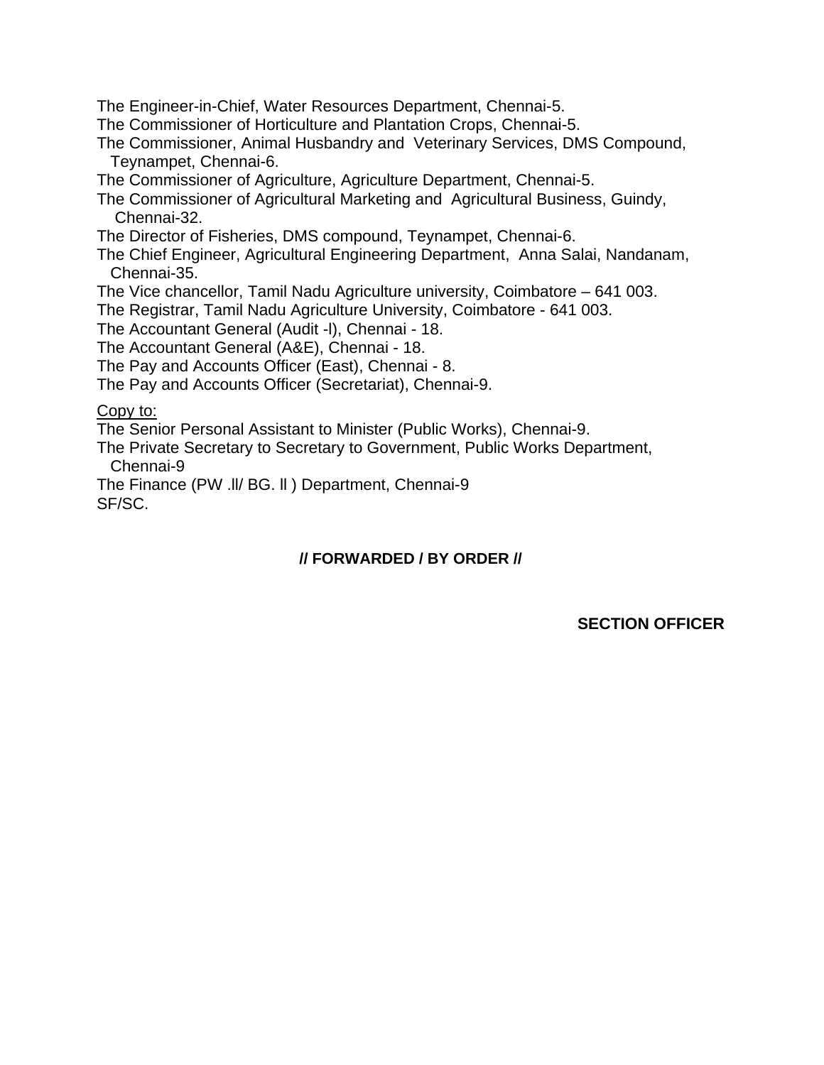The Engineer-in-Chief, Water Resources Department, Chennai-5.
The Commissioner of Horticulture and Plantation Crops, Chennai-5.
The Commissioner, Animal Husbandry and Veterinary Services, DMS Compound, Teynampet, Chennai-6.
The Commissioner of Agriculture, Agriculture Department, Chennai-5.
The Commissioner of Agricultural Marketing and Agricultural Business, Guindy, Chennai-32.
The Director of Fisheries, DMS compound, Teynampet, Chennai-6.
The Chief Engineer, Agricultural Engineering Department, Anna Salai, Nandanam, Chennai-35.
The Vice chancellor, Tamil Nadu Agriculture university, Coimbatore – 641 003.
The Registrar, Tamil Nadu Agriculture University, Coimbatore - 641 003.
The Accountant General (Audit -I), Chennai - 18.
The Accountant General (A&E), Chennai - 18.
The Pay and Accounts Officer (East), Chennai - 8.
The Pay and Accounts Officer (Secretariat), Chennai-9.

Copy to:
The Senior Personal Assistant to Minister (Public Works), Chennai-9.
The Private Secretary to Secretary to Government, Public Works Department, Chennai-9
The Finance (PW .II/ BG. II ) Department, Chennai-9
SF/SC.

**// FORWARDED / BY ORDER //**

**SECTION OFFICER**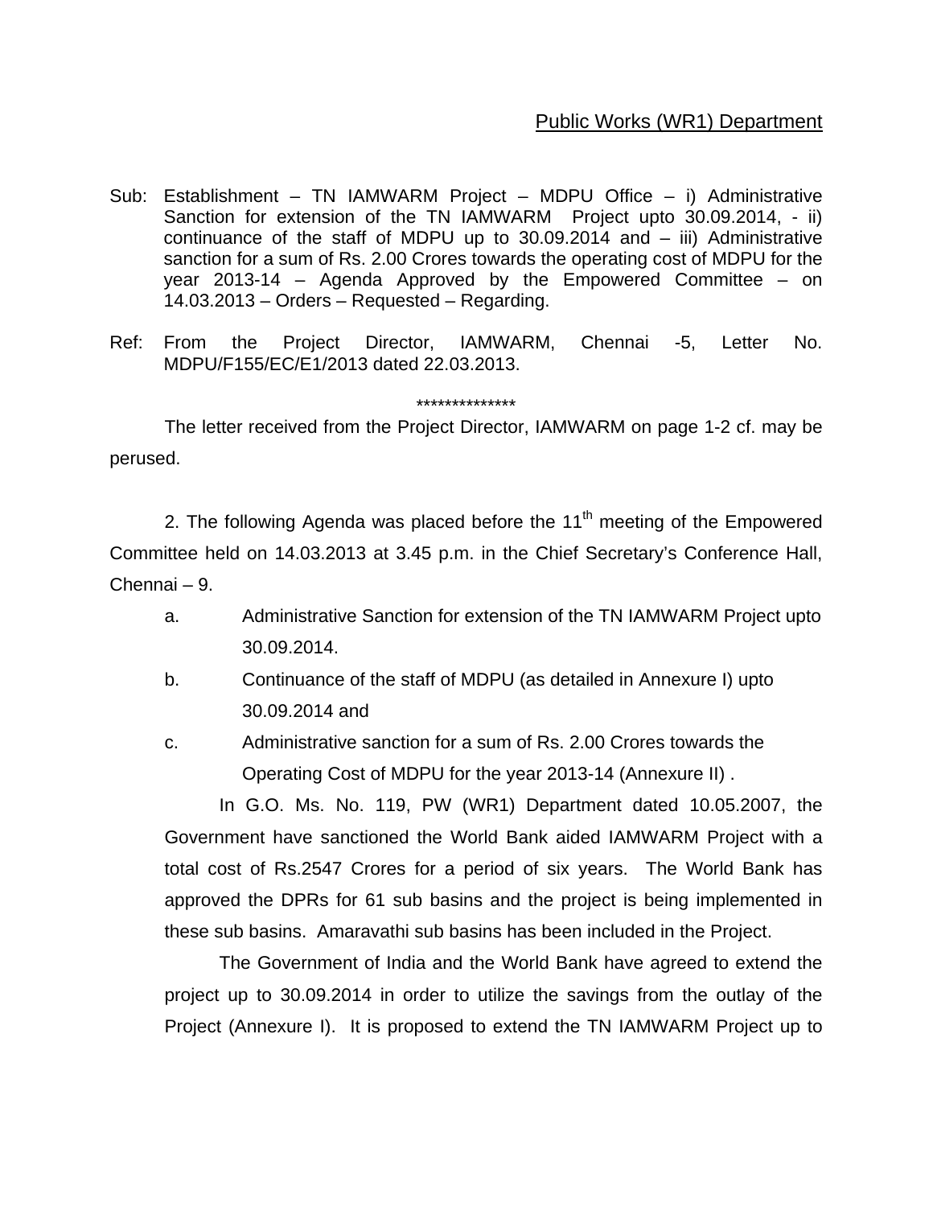Public Works (WR1) Department

Sub: Establishment – TN IAMWARM Project – MDPU Office – i) Administrative Sanction for extension of the TN IAMWARM Project upto 30.09.2014, - ii) continuance of the staff of MDPU up to 30.09.2014 and – iii) Administrative sanction for a sum of Rs. 2.00 Crores towards the operating cost of MDPU for the year 2013-14 – Agenda Approved by the Empowered Committee – on 14.03.2013 – Orders – Requested – Regarding.

Ref: From the Project Director, IAMWARM, Chennai -5, Letter No. MDPU/F155/EC/E1/2013 dated 22.03.2013.

**************

The letter received from the Project Director, IAMWARM on page 1-2 cf. may be perused.

2. The following Agenda was placed before the 11th meeting of the Empowered Committee held on 14.03.2013 at 3.45 p.m. in the Chief Secretary's Conference Hall, Chennai – 9.

a. Administrative Sanction for extension of the TN IAMWARM Project upto 30.09.2014.

b. Continuance of the staff of MDPU (as detailed in Annexure I) upto 30.09.2014 and

c. Administrative sanction for a sum of Rs. 2.00 Crores towards the Operating Cost of MDPU for the year 2013-14 (Annexure II) .

In G.O. Ms. No. 119, PW (WR1) Department dated 10.05.2007, the Government have sanctioned the World Bank aided IAMWARM Project with a total cost of Rs.2547 Crores for a period of six years. The World Bank has approved the DPRs for 61 sub basins and the project is being implemented in these sub basins. Amaravathi sub basins has been included in the Project.

The Government of India and the World Bank have agreed to extend the project up to 30.09.2014 in order to utilize the savings from the outlay of the Project (Annexure I). It is proposed to extend the TN IAMWARM Project up to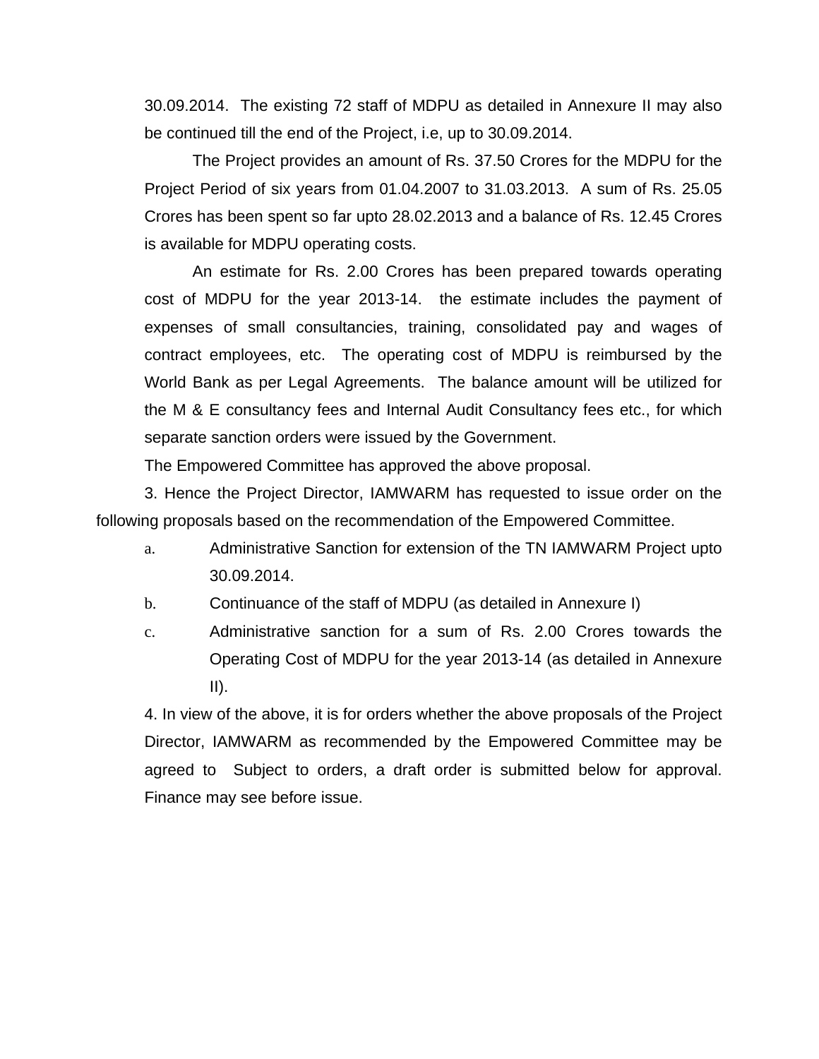30.09.2014. The existing 72 staff of MDPU as detailed in Annexure II may also be continued till the end of the Project, i.e, up to 30.09.2014.

The Project provides an amount of Rs. 37.50 Crores for the MDPU for the Project Period of six years from 01.04.2007 to 31.03.2013. A sum of Rs. 25.05 Crores has been spent so far upto 28.02.2013 and a balance of Rs. 12.45 Crores is available for MDPU operating costs.

An estimate for Rs. 2.00 Crores has been prepared towards operating cost of MDPU for the year 2013-14. the estimate includes the payment of expenses of small consultancies, training, consolidated pay and wages of contract employees, etc. The operating cost of MDPU is reimbursed by the World Bank as per Legal Agreements. The balance amount will be utilized for the M & E consultancy fees and Internal Audit Consultancy fees etc., for which separate sanction orders were issued by the Government.

The Empowered Committee has approved the above proposal.

3. Hence the Project Director, IAMWARM has requested to issue order on the following proposals based on the recommendation of the Empowered Committee.

a. Administrative Sanction for extension of the TN IAMWARM Project upto 30.09.2014.
b. Continuance of the staff of MDPU (as detailed in Annexure I)
c. Administrative sanction for a sum of Rs. 2.00 Crores towards the Operating Cost of MDPU for the year 2013-14 (as detailed in Annexure II).

4. In view of the above, it is for orders whether the above proposals of the Project Director, IAMWARM as recommended by the Empowered Committee may be agreed to Subject to orders, a draft order is submitted below for approval. Finance may see before issue.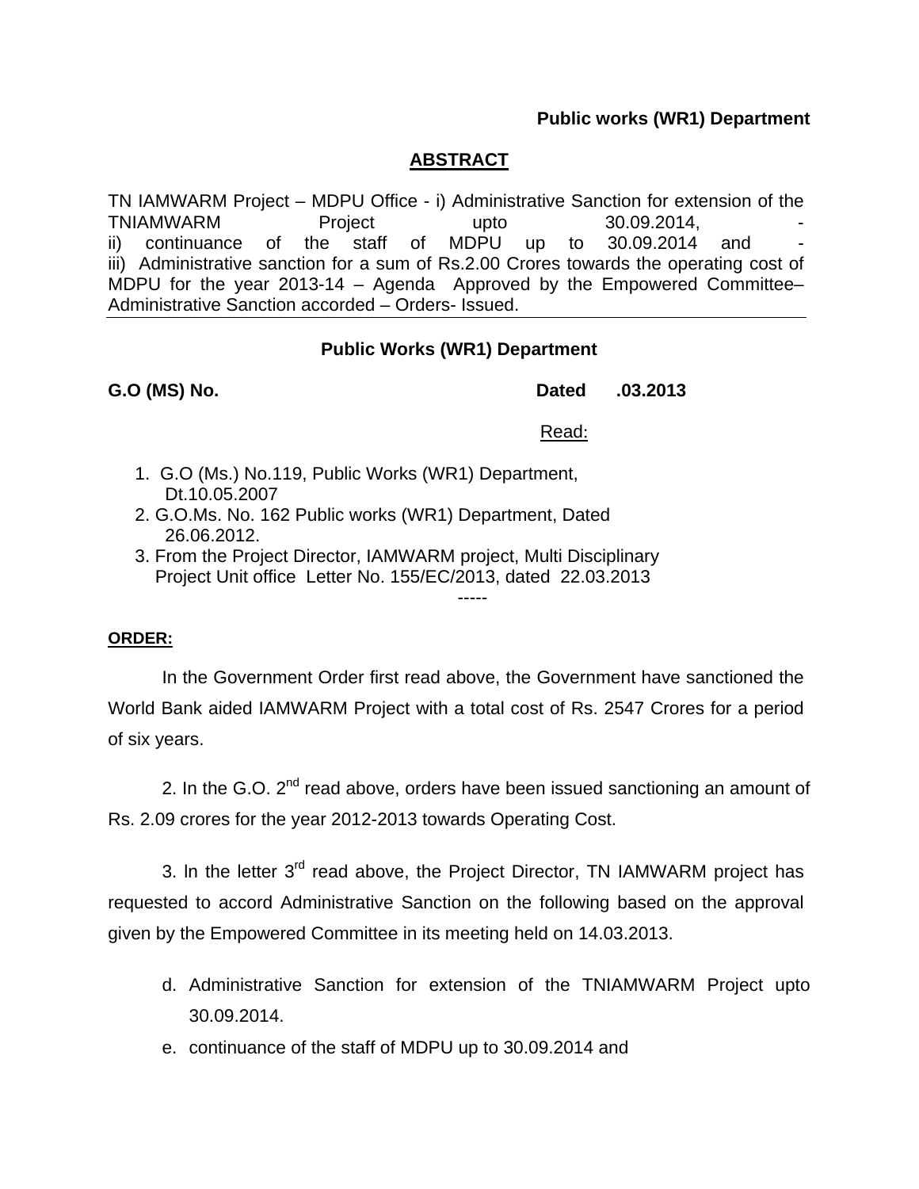**Public works (WR1) Department**

## ABSTRACT

TN IAMWARM Project – MDPU Office - i) Administrative Sanction for extension of the TNIAMWARM Project upto 30.09.2014, - ii) continuance of the staff of MDPU up to 30.09.2014 and - iii) Administrative sanction for a sum of Rs.2.00 Crores towards the operating cost of MDPU for the year 2013-14 – Agenda Approved by the Empowered Committee– Administrative Sanction accorded – Orders- Issued.

---

**Public Works (WR1) Department**

**G.O (MS) No.** **Dated .03.2013**

Read:

1. G.O (Ms.) No.119, Public Works (WR1) Department, Dt.10.05.2007
2. G.O.Ms. No. 162 Public works (WR1) Department, Dated 26.06.2012.
3. From the Project Director, IAMWARM project, Multi Disciplinary Project Unit office Letter No. 155/EC/2013, dated 22.03.2013

-----

**ORDER:**

In the Government Order first read above, the Government have sanctioned the World Bank aided IAMWARM Project with a total cost of Rs. 2547 Crores for a period of six years.

2. In the G.O. 2nd read above, orders have been issued sanctioning an amount of Rs. 2.09 crores for the year 2012-2013 towards Operating Cost.

3. In the letter 3rd read above, the Project Director, TN IAMWARM project has requested to accord Administrative Sanction on the following based on the approval given by the Empowered Committee in its meeting held on 14.03.2013.

d. Administrative Sanction for extension of the TNIAMWARM Project upto 30.09.2014.

e. continuance of the staff of MDPU up to 30.09.2014 and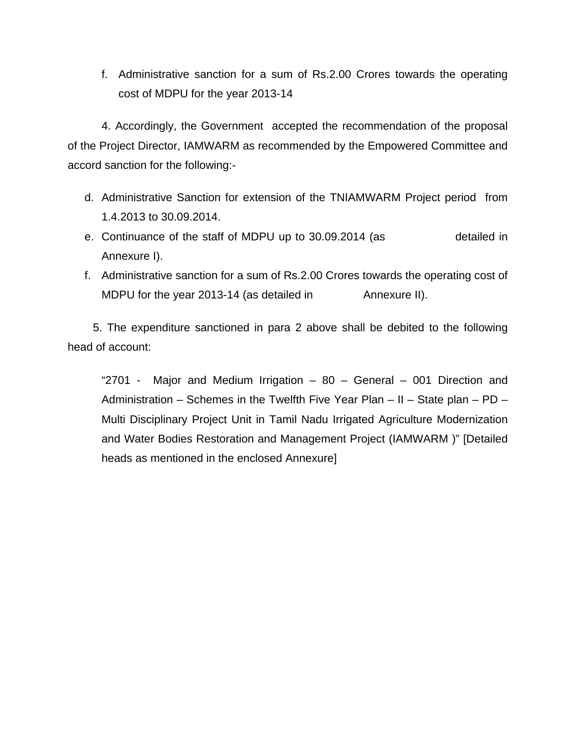f. Administrative sanction for a sum of Rs.2.00 Crores towards the operating cost of MDPU for the year 2013-14

4. Accordingly, the Government accepted the recommendation of the proposal of the Project Director, IAMWARM as recommended by the Empowered Committee and accord sanction for the following:-

d. Administrative Sanction for extension of the TNIAMWARM Project period from 1.4.2013 to 30.09.2014.
e. Continuance of the staff of MDPU up to 30.09.2014 (as detailed in Annexure I).
f. Administrative sanction for a sum of Rs.2.00 Crores towards the operating cost of MDPU for the year 2013-14 (as detailed in Annexure II).

5. The expenditure sanctioned in para 2 above shall be debited to the following head of account:

"2701 - Major and Medium Irrigation – 80 – General – 001 Direction and Administration – Schemes in the Twelfth Five Year Plan – II – State plan – PD – Multi Disciplinary Project Unit in Tamil Nadu Irrigated Agriculture Modernization and Water Bodies Restoration and Management Project (IAMWARM )" [Detailed heads as mentioned in the enclosed Annexure]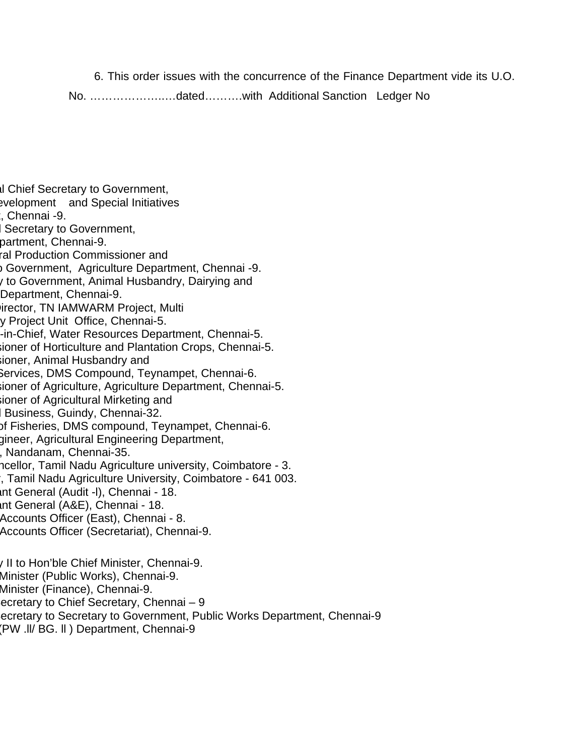6. This order issues with the concurrence of the Finance Department vide its U.O. No. …………………..…dated……….with Additional Sanction Ledger No

al Chief Secretary to Government,
evelopment and Special Initiatives
, Chennai -9.
l Secretary to Government,
partment, Chennai-9.
ral Production Commissioner and
o Government, Agriculture Department, Chennai -9.
y to Government, Animal Husbandry, Dairying and
Department, Chennai-9.
irector, TN IAMWARM Project, Multi
y Project Unit Office, Chennai-5.
-in-Chief, Water Resources Department, Chennai-5.
sioner of Horticulture and Plantation Crops, Chennai-5.
sioner, Animal Husbandry and
Services, DMS Compound, Teynampet, Chennai-6.
sioner of Agriculture, Agriculture Department, Chennai-5.
sioner of Agricultural Mirketing and
l Business, Guindy, Chennai-32.
of Fisheries, DMS compound, Teynampet, Chennai-6.
gineer, Agricultural Engineering Department,
, Nandanam, Chennai-35.
ncellor, Tamil Nadu Agriculture university, Coimbatore - 3.
, Tamil Nadu Agriculture University, Coimbatore - 641 003.
nt General (Audit -l), Chennai - 18.
nt General (A&E), Chennai - 18.
Accounts Officer (East), Chennai - 8.
Accounts Officer (Secretariat), Chennai-9.

y II to Hon'ble Chief Minister, Chennai-9.
Minister (Public Works), Chennai-9.
Minister (Finance), Chennai-9.
ecretary to Chief Secretary, Chennai – 9
ecretary to Secretary to Government, Public Works Department, Chennai-9
(PW .ll/ BG. ll ) Department, Chennai-9